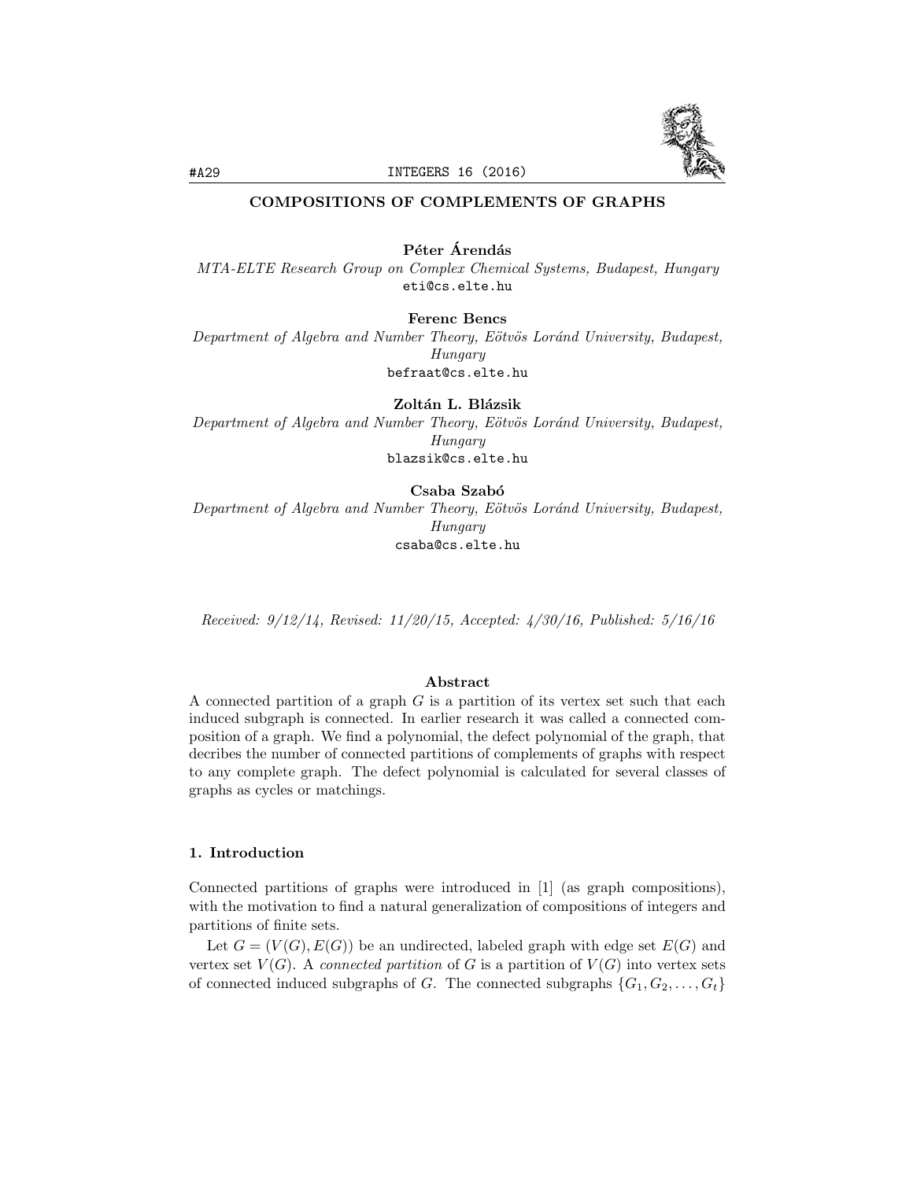# COMPOSITIONS OF COMPLEMENTS OF GRAPHS

**Péter Árendás**
*MTA-ELTE Research Group on Complex Chemical Systems, Budapest, Hungary*
eti@cs.elte.hu

**Ferenc Bencs**
*Department of Algebra and Number Theory, Eötvös Loránd University, Budapest, Hungary*
befraat@cs.elte.hu

**Zoltán L. Blázsik**
*Department of Algebra and Number Theory, Eötvös Loránd University, Budapest, Hungary*
blazsik@cs.elte.hu

**Csaba Szabó**
*Department of Algebra and Number Theory, Eötvös Loránd University, Budapest, Hungary*
csaba@cs.elte.hu

*Received: 9/12/14, Revised: 11/20/15, Accepted: 4/30/16, Published: 5/16/16*

## Abstract

A connected partition of a graph $G$ is a partition of its vertex set such that each induced subgraph is connected. In earlier research it was called a connected composition of a graph. We find a polynomial, the defect polynomial of the graph, that decribes the number of connected partitions of complements of graphs with respect to any complete graph. The defect polynomial is calculated for several classes of graphs as cycles or matchings.

## 1. Introduction

Connected partitions of graphs were introduced in [1] (as graph compositions), with the motivation to find a natural generalization of compositions of integers and partitions of finite sets.

Let $G = (V(G), E(G))$ be an undirected, labeled graph with edge set $E(G)$ and vertex set $V(G)$. A *connected partition* of $G$ is a partition of $V(G)$ into vertex sets of connected induced subgraphs of $G$. The connected subgraphs $\{G_1, G_2, \ldots, G_t\}$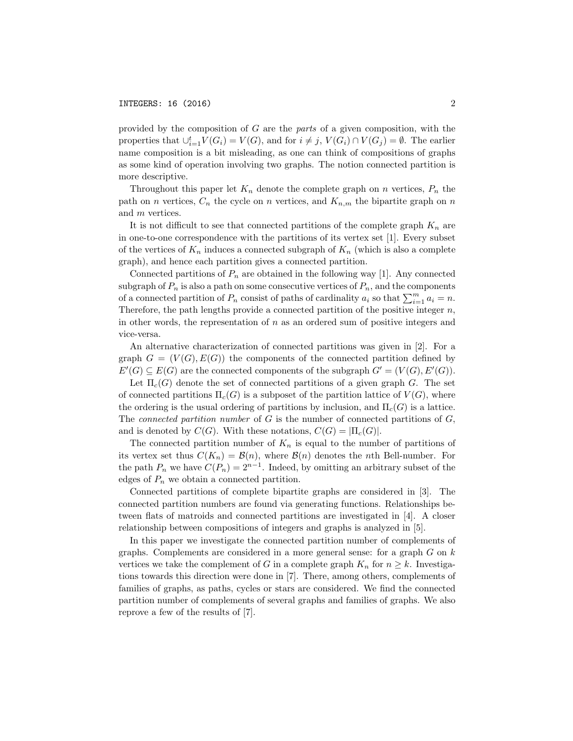provided by the composition of $G$ are the *parts* of a given composition, with the properties that $\cup_{i=1}^{t} V(G_i) = V(G)$, and for $i \neq j$, $V(G_i) \cap V(G_j) = \emptyset$. The earlier name composition is a bit misleading, as one can think of compositions of graphs as some kind of operation involving two graphs. The notion connected partition is more descriptive.

Throughout this paper let $K_n$ denote the complete graph on $n$ vertices, $P_n$ the path on $n$ vertices, $C_n$ the cycle on $n$ vertices, and $K_{n,m}$ the bipartite graph on $n$ and $m$ vertices.

It is not difficult to see that connected partitions of the complete graph $K_n$ are in one-to-one correspondence with the partitions of its vertex set [1]. Every subset of the vertices of $K_n$ induces a connected subgraph of $K_n$ (which is also a complete graph), and hence each partition gives a connected partition.

Connected partitions of $P_n$ are obtained in the following way [1]. Any connected subgraph of $P_n$ is also a path on some consecutive vertices of $P_n$, and the components of a connected partition of $P_n$ consist of paths of cardinality $a_i$ so that $\sum_{i=1}^{m} a_i = n$. Therefore, the path lengths provide a connected partition of the positive integer $n$, in other words, the representation of $n$ as an ordered sum of positive integers and vice-versa.

An alternative characterization of connected partitions was given in [2]. For a graph $G = (V(G), E(G))$ the components of the connected partition defined by $E'(G) \subseteq E(G)$ are the connected components of the subgraph $G' = (V(G), E'(G))$.

Let $\Pi_c(G)$ denote the set of connected partitions of a given graph $G$. The set of connected partitions $\Pi_c(G)$ is a subposet of the partition lattice of $V(G)$, where the ordering is the usual ordering of partitions by inclusion, and $\Pi_c(G)$ is a lattice. The *connected partition number* of $G$ is the number of connected partitions of $G$, and is denoted by $C(G)$. With these notations, $C(G) = |\Pi_c(G)|$.

The connected partition number of $K_n$ is equal to the number of partitions of its vertex set thus $C(K_n) = \mathcal{B}(n)$, where $\mathcal{B}(n)$ denotes the $n$th Bell-number. For the path $P_n$ we have $C(P_n) = 2^{n-1}$. Indeed, by omitting an arbitrary subset of the edges of $P_n$ we obtain a connected partition.

Connected partitions of complete bipartite graphs are considered in [3]. The connected partition numbers are found via generating functions. Relationships between flats of matroids and connected partitions are investigated in [4]. A closer relationship between compositions of integers and graphs is analyzed in [5].

In this paper we investigate the connected partition number of complements of graphs. Complements are considered in a more general sense: for a graph $G$ on $k$ vertices we take the complement of $G$ in a complete graph $K_n$ for $n \geq k$. Investigations towards this direction were done in [7]. There, among others, complements of families of graphs, as paths, cycles or stars are considered. We find the connected partition number of complements of several graphs and families of graphs. We also reprove a few of the results of [7].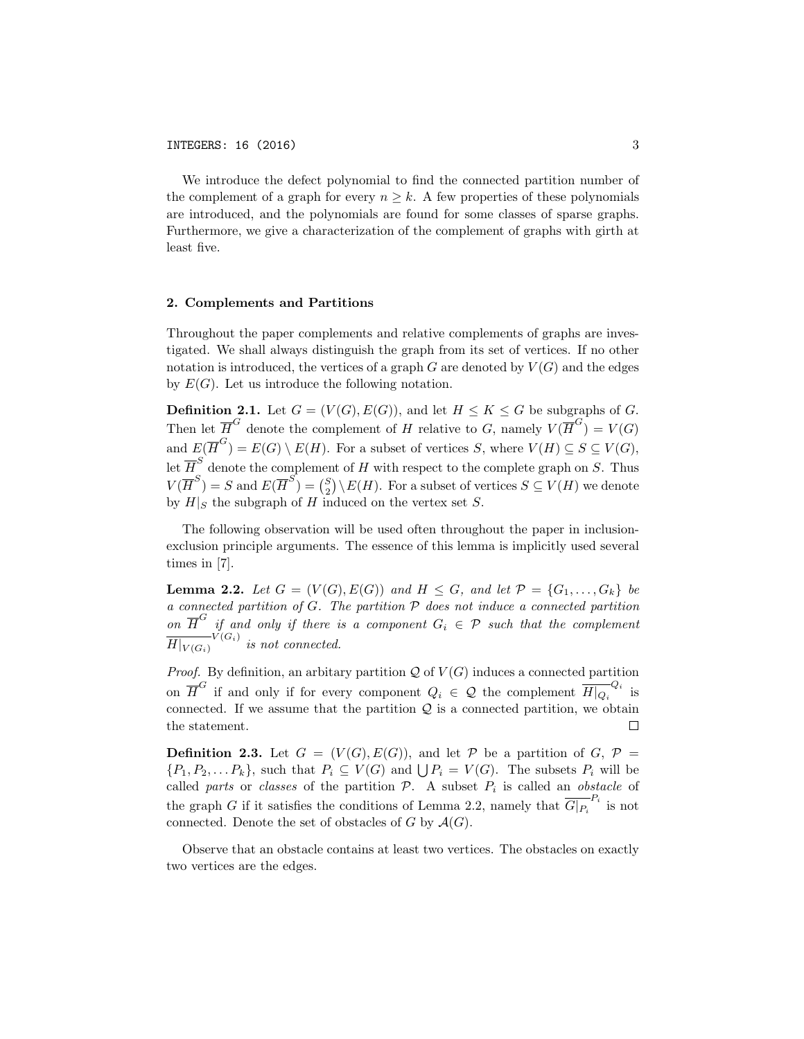We introduce the defect polynomial to find the connected partition number of the complement of a graph for every $n \geq k$. A few properties of these polynomials are introduced, and the polynomials are found for some classes of sparse graphs. Furthermore, we give a characterization of the complement of graphs with girth at least five.

## 2. Complements and Partitions

Throughout the paper complements and relative complements of graphs are investigated. We shall always distinguish the graph from its set of vertices. If no other notation is introduced, the vertices of a graph $G$ are denoted by $V(G)$ and the edges by $E(G)$. Let us introduce the following notation.

**Definition 2.1.** Let $G = (V(G), E(G))$, and let $H \leq K \leq G$ be subgraphs of $G$. Then let $\overline{H}^G$ denote the complement of $H$ relative to $G$, namely $V(\overline{H}^G) = V(G)$ and $E(\overline{H}^G) = E(G) \setminus E(H)$. For a subset of vertices $S$, where $V(H) \subseteq S \subseteq V(G)$, let $\overline{H}^S$ denote the complement of $H$ with respect to the complete graph on $S$. Thus $V(\overline{H}^S) = S$ and $E(\overline{H}^S) = \binom{S}{2} \setminus E(H)$. For a subset of vertices $S \subseteq V(H)$ we denote by $H|_S$ the subgraph of $H$ induced on the vertex set $S$.

The following observation will be used often throughout the paper in inclusion-exclusion principle arguments. The essence of this lemma is implicitly used several times in [7].

**Lemma 2.2.** *Let $G = (V(G), E(G))$ and $H \leq G$, and let $\mathcal{P} = \{G_1, \ldots, G_k\}$ be a connected partition of $G$. The partition $\mathcal{P}$ does not induce a connected partition on $\overline{H}^G$ if and only if there is a component $G_i \in \mathcal{P}$ such that the complement $\overline{H|_{V(G_i)}}^{V(G_i)}$ is not connected.*

*Proof.* By definition, an arbitary partition $\mathcal{Q}$ of $V(G)$ induces a connected partition on $\overline{H}^G$ if and only if for every component $Q_i \in \mathcal{Q}$ the complement $\overline{H|_{Q_i}}^{Q_i}$ is connected. If we assume that the partition $\mathcal{Q}$ is a connected partition, we obtain the statement. $\square$

**Definition 2.3.** Let $G = (V(G), E(G))$, and let $\mathcal{P}$ be a partition of $G$, $\mathcal{P} = \{P_1, P_2, \ldots P_k\}$, such that $P_i \subseteq V(G)$ and $\bigcup P_i = V(G)$. The subsets $P_i$ will be called *parts* or *classes* of the partition $\mathcal{P}$. A subset $P_i$ is called an *obstacle* of the graph $G$ if it satisfies the conditions of Lemma 2.2, namely that $\overline{G|_{P_i}}^{P_i}$ is not connected. Denote the set of obstacles of $G$ by $\mathcal{A}(G)$.

Observe that an obstacle contains at least two vertices. The obstacles on exactly two vertices are the edges.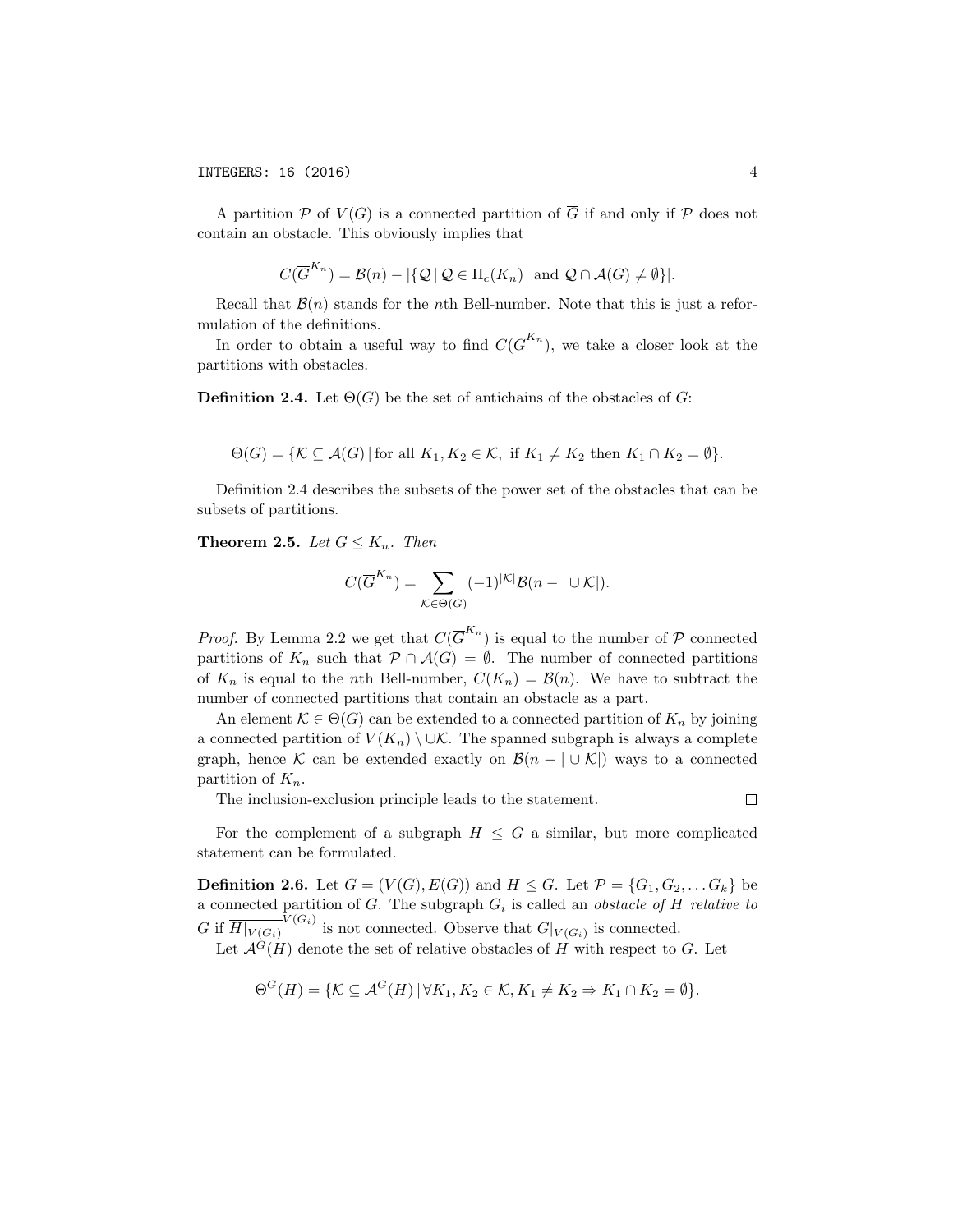A partition $\mathcal{P}$ of $V(G)$ is a connected partition of $\overline{G}$ if and only if $\mathcal{P}$ does not contain an obstacle. This obviously implies that

$$C(\overline{G}^{K_n}) = \mathcal{B}(n) - |\{\mathcal{Q} \mid \mathcal{Q} \in \Pi_c(K_n) \text{ and } \mathcal{Q} \cap \mathcal{A}(G) \neq \emptyset\}|.$$

Recall that $\mathcal{B}(n)$ stands for the $n$th Bell-number. Note that this is just a reformulation of the definitions.

In order to obtain a useful way to find $C(\overline{G}^{K_n})$, we take a closer look at the partitions with obstacles.

**Definition 2.4.** Let $\Theta(G)$ be the set of antichains of the obstacles of $G$:

$$\Theta(G) = \{\mathcal{K} \subseteq \mathcal{A}(G) \mid \text{for all } K_1, K_2 \in \mathcal{K}, \text{ if } K_1 \neq K_2 \text{ then } K_1 \cap K_2 = \emptyset\}.$$

Definition 2.4 describes the subsets of the power set of the obstacles that can be subsets of partitions.

**Theorem 2.5.** *Let $G \leq K_n$. Then*

$$C(\overline{G}^{K_n}) = \sum_{\mathcal{K} \in \Theta(G)} (-1)^{|\mathcal{K}|} \mathcal{B}(n - |\cup \mathcal{K}|).$$

*Proof.* By Lemma 2.2 we get that $C(\overline{G}^{K_n})$ is equal to the number of $\mathcal{P}$ connected partitions of $K_n$ such that $\mathcal{P} \cap \mathcal{A}(G) = \emptyset$. The number of connected partitions of $K_n$ is equal to the $n$th Bell-number, $C(K_n) = \mathcal{B}(n)$. We have to subtract the number of connected partitions that contain an obstacle as a part.

An element $\mathcal{K} \in \Theta(G)$ can be extended to a connected partition of $K_n$ by joining a connected partition of $V(K_n) \setminus \cup\mathcal{K}$. The spanned subgraph is always a complete graph, hence $\mathcal{K}$ can be extended exactly on $\mathcal{B}(n - |\cup \mathcal{K}|)$ ways to a connected partition of $K_n$.

The inclusion-exclusion principle leads to the statement. □

For the complement of a subgraph $H \leq G$ a similar, but more complicated statement can be formulated.

**Definition 2.6.** Let $G = (V(G), E(G))$ and $H \leq G$. Let $\mathcal{P} = \{G_1, G_2, \ldots G_k\}$ be a connected partition of $G$. The subgraph $G_i$ is called an *obstacle of $H$ relative to $G$* if $\overline{H|_{V(G_i)}}^{V(G_i)}$ is not connected. Observe that $G|_{V(G_i)}$ is connected.

Let $\mathcal{A}^G(H)$ denote the set of relative obstacles of $H$ with respect to $G$. Let

$$\Theta^G(H) = \{\mathcal{K} \subseteq \mathcal{A}^G(H) \mid \forall K_1, K_2 \in \mathcal{K}, K_1 \neq K_2 \Rightarrow K_1 \cap K_2 = \emptyset\}.$$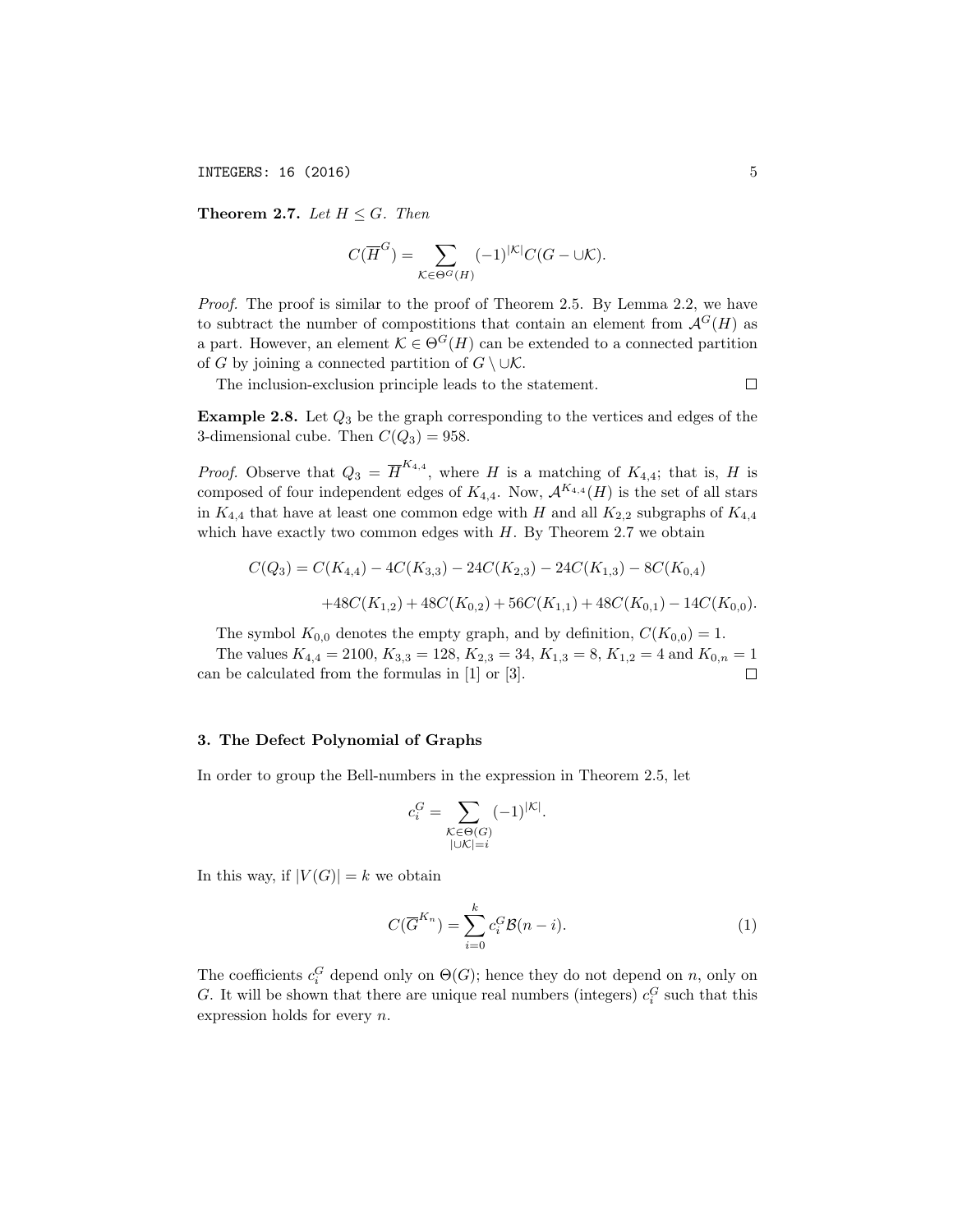**Theorem 2.7.** *Let $H \leq G$. Then*

$$C(\overline{H}^G) = \sum_{\mathcal{K} \in \Theta^G(H)} (-1)^{|\mathcal{K}|} C(G - \cup \mathcal{K}).$$

*Proof.* The proof is similar to the proof of Theorem 2.5. By Lemma 2.2, we have to subtract the number of compostitions that contain an element from $\mathcal{A}^G(H)$ as a part. However, an element $\mathcal{K} \in \Theta^G(H)$ can be extended to a connected partition of $G$ by joining a connected partition of $G \setminus \cup \mathcal{K}$.

The inclusion-exclusion principle leads to the statement. $\square$

**Example 2.8.** Let $Q_3$ be the graph corresponding to the vertices and edges of the 3-dimensional cube. Then $C(Q_3) = 958$.

*Proof.* Observe that $Q_3 = \overline{H}^{K_{4,4}}$, where $H$ is a matching of $K_{4,4}$; that is, $H$ is composed of four independent edges of $K_{4,4}$. Now, $\mathcal{A}^{K_{4,4}}(H)$ is the set of all stars in $K_{4,4}$ that have at least one common edge with $H$ and all $K_{2,2}$ subgraphs of $K_{4,4}$ which have exactly two common edges with $H$. By Theorem 2.7 we obtain

$$C(Q_3) = C(K_{4,4}) - 4C(K_{3,3}) - 24C(K_{2,3}) - 24C(K_{1,3}) - 8C(K_{0,4})$$

$$+48C(K_{1,2}) + 48C(K_{0,2}) + 56C(K_{1,1}) + 48C(K_{0,1}) - 14C(K_{0,0}).$$

The symbol $K_{0,0}$ denotes the empty graph, and by definition, $C(K_{0,0}) = 1$.

The values $K_{4,4} = 2100$, $K_{3,3} = 128$, $K_{2,3} = 34$, $K_{1,3} = 8$, $K_{1,2} = 4$ and $K_{0,n} = 1$ can be calculated from the formulas in [1] or [3]. $\square$

## 3. The Defect Polynomial of Graphs

In order to group the Bell-numbers in the expression in Theorem 2.5, let

$$c_i^G = \sum_{\substack{\mathcal{K} \in \Theta(G) \\ |\cup \mathcal{K}| = i}} (-1)^{|\mathcal{K}|}.$$

In this way, if $|V(G)| = k$ we obtain

$$C(\overline{G}^{K_n}) = \sum_{i=0}^{k} c_i^G \mathcal{B}(n-i). \tag{1}$$

The coefficients $c_i^G$ depend only on $\Theta(G)$; hence they do not depend on $n$, only on $G$. It will be shown that there are unique real numbers (integers) $c_i^G$ such that this expression holds for every $n$.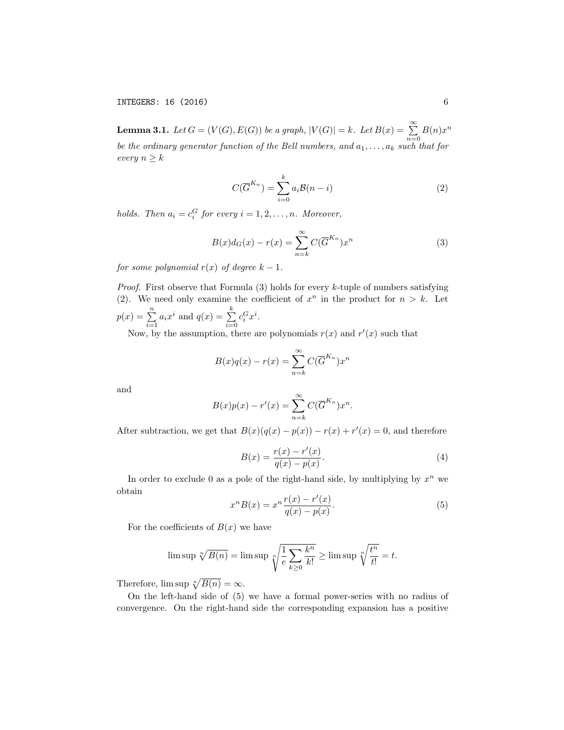**Lemma 3.1.** *Let $G = (V(G), E(G))$ be a graph, $|V(G)| = k$. Let $B(x) = \sum_{n=0}^{\infty} B(n)x^n$ be the ordinary generator function of the Bell numbers, and $a_1, \ldots, a_k$ such that for every $n \geq k$*

$$C(\overline{G}^{K_n}) = \sum_{i=0}^{k} a_i \mathcal{B}(n-i) \tag{2}$$

*holds. Then $a_i = c_i^G$ for every $i = 1, 2, \ldots, n$. Moreover,*

$$B(x)d_G(x) - r(x) = \sum_{n=k}^{\infty} C(\overline{G}^{K_n})x^n \tag{3}$$

*for some polynomial $r(x)$ of degree $k-1$.*

*Proof.* First observe that Formula (3) holds for every $k$-tuple of numbers satisfying (2). We need only examine the coefficient of $x^n$ in the product for $n > k$. Let $p(x) = \sum_{i=1}^{n} a_i x^i$ and $q(x) = \sum_{i=0}^{k} c_i^G x^i$.

Now, by the assumption, there are polynomials $r(x)$ and $r'(x)$ such that

$$B(x)q(x) - r(x) = \sum_{n=k}^{\infty} C(\overline{G}^{K_n})x^n$$

and

$$B(x)p(x) - r'(x) = \sum_{n=k}^{\infty} C(\overline{G}^{K_n})x^n.$$

After subtraction, we get that $B(x)(q(x) - p(x)) - r(x) + r'(x) = 0$, and therefore

$$B(x) = \frac{r(x) - r'(x)}{q(x) - p(x)}. \tag{4}$$

In order to exclude 0 as a pole of the right-hand side, by multiplying by $x^n$ we obtain

$$x^n B(x) = x^n \frac{r(x) - r'(x)}{q(x) - p(x)}. \tag{5}$$

For the coefficients of $B(x)$ we have

$$\limsup \sqrt[n]{B(n)} = \limsup \sqrt[n]{\frac{1}{e} \sum_{k \geq 0} \frac{k^n}{k!}} \geq \limsup \sqrt[n]{\frac{t^n}{t!}} = t.$$

Therefore, $\limsup \sqrt[n]{B(n)} = \infty$.

On the left-hand side of (5) we have a formal power-series with no radius of convergence. On the right-hand side the corresponding expansion has a positive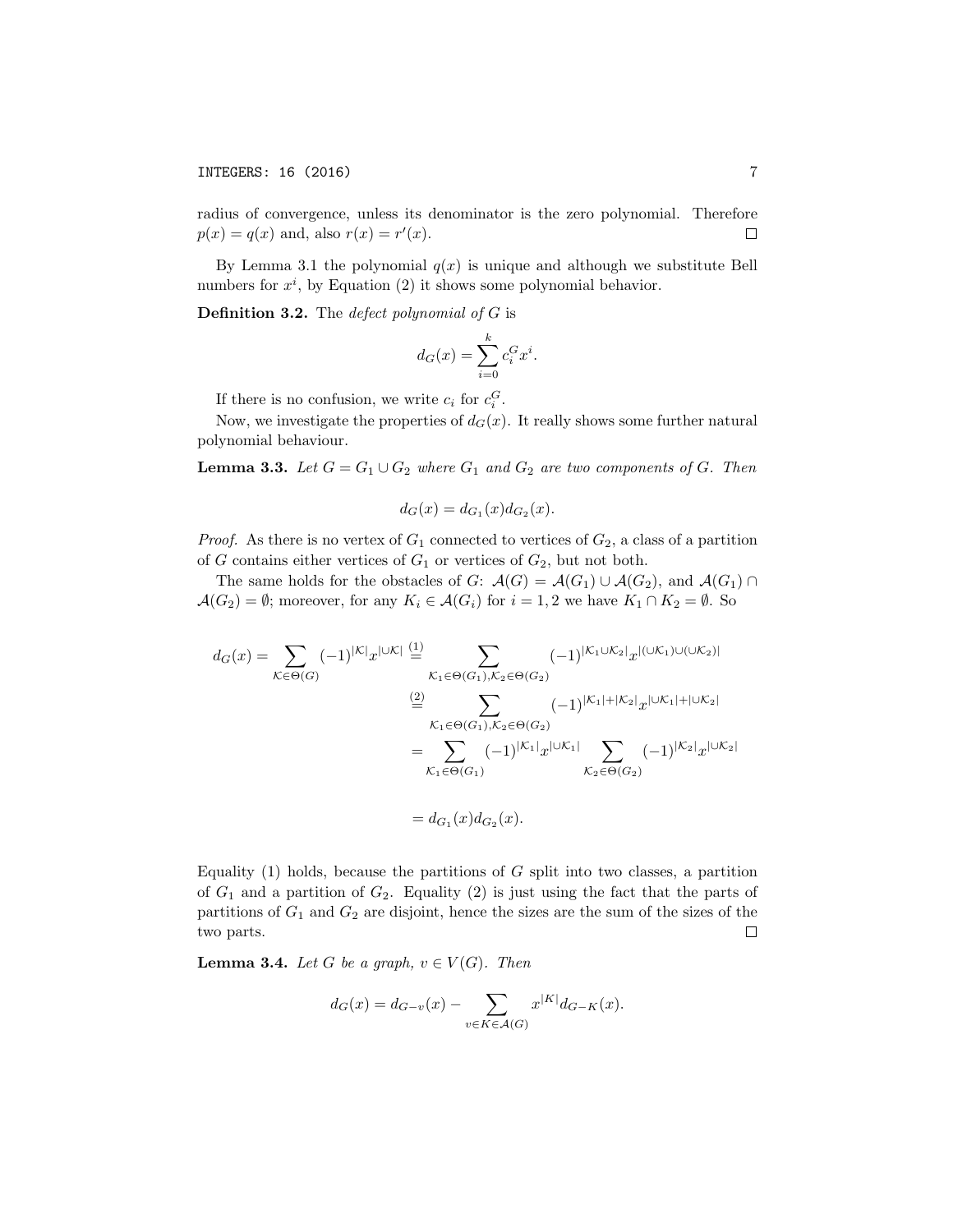radius of convergence, unless its denominator is the zero polynomial. Therefore $p(x) = q(x)$ and, also $r(x) = r'(x)$. $\square$

By Lemma 3.1 the polynomial $q(x)$ is unique and although we substitute Bell numbers for $x^i$, by Equation (2) it shows some polynomial behavior.

**Definition 3.2.** The *defect polynomial of $G$* is

$$d_G(x) = \sum_{i=0}^{k} c_i^G x^i.$$

If there is no confusion, we write $c_i$ for $c_i^G$.

Now, we investigate the properties of $d_G(x)$. It really shows some further natural polynomial behaviour.

**Lemma 3.3.** *Let $G = G_1 \cup G_2$ where $G_1$ and $G_2$ are two components of $G$. Then*

$$d_G(x) = d_{G_1}(x) d_{G_2}(x).$$

*Proof.* As there is no vertex of $G_1$ connected to vertices of $G_2$, a class of a partition of $G$ contains either vertices of $G_1$ or vertices of $G_2$, but not both.

The same holds for the obstacles of $G$: $\mathcal{A}(G) = \mathcal{A}(G_1) \cup \mathcal{A}(G_2)$, and $\mathcal{A}(G_1) \cap \mathcal{A}(G_2) = \emptyset$; moreover, for any $K_i \in \mathcal{A}(G_i)$ for $i = 1, 2$ we have $K_1 \cap K_2 = \emptyset$. So

$$\begin{aligned}
d_G(x) = \sum_{\mathcal{K} \in \Theta(G)} (-1)^{|\mathcal{K}|} x^{|\cup \mathcal{K}|} &\overset{(1)}{=} \sum_{\mathcal{K}_1 \in \Theta(G_1), \mathcal{K}_2 \in \Theta(G_2)} (-1)^{|\mathcal{K}_1 \cup \mathcal{K}_2|} x^{|(\cup \mathcal{K}_1) \cup (\cup \mathcal{K}_2)|} \\
&\overset{(2)}{=} \sum_{\mathcal{K}_1 \in \Theta(G_1), \mathcal{K}_2 \in \Theta(G_2)} (-1)^{|\mathcal{K}_1| + |\mathcal{K}_2|} x^{|\cup \mathcal{K}_1| + |\cup \mathcal{K}_2|} \\
&= \sum_{\mathcal{K}_1 \in \Theta(G_1)} (-1)^{|\mathcal{K}_1|} x^{|\cup \mathcal{K}_1|} \sum_{\mathcal{K}_2 \in \Theta(G_2)} (-1)^{|\mathcal{K}_2|} x^{|\cup \mathcal{K}_2|} \\
&= d_{G_1}(x) d_{G_2}(x).
\end{aligned}$$

Equality (1) holds, because the partitions of $G$ split into two classes, a partition of $G_1$ and a partition of $G_2$. Equality (2) is just using the fact that the parts of partitions of $G_1$ and $G_2$ are disjoint, hence the sizes are the sum of the sizes of the two parts. $\square$

**Lemma 3.4.** *Let $G$ be a graph, $v \in V(G)$. Then*

$$d_G(x) = d_{G-v}(x) - \sum_{v \in K \in \mathcal{A}(G)} x^{|K|} d_{G-K}(x).$$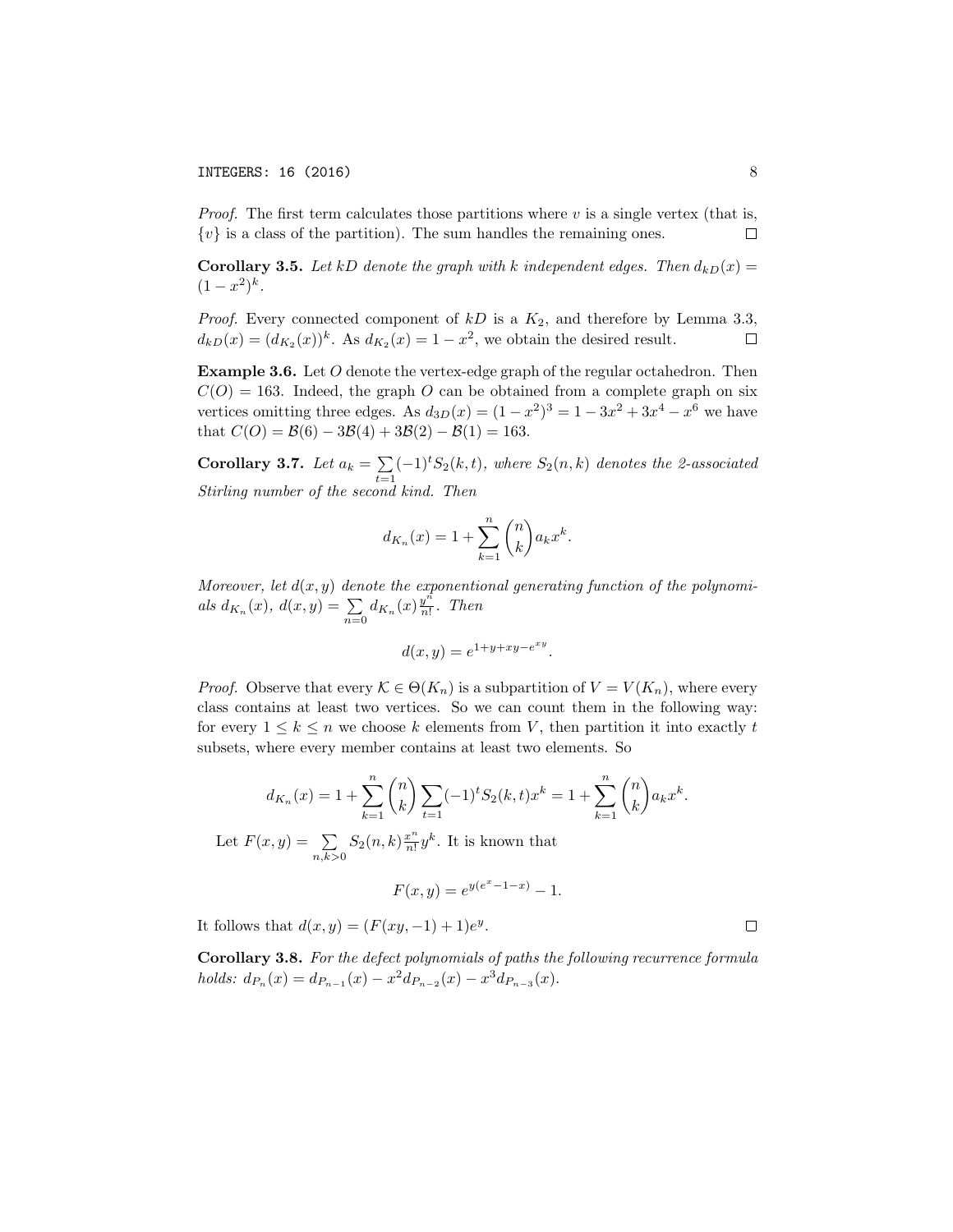*Proof.* The first term calculates those partitions where $v$ is a single vertex (that is, $\{v\}$ is a class of the partition). The sum handles the remaining ones. □

**Corollary 3.5.** *Let $kD$ denote the graph with $k$ independent edges. Then $d_{kD}(x) = (1-x^2)^k$.*

*Proof.* Every connected component of $kD$ is a $K_2$, and therefore by Lemma 3.3, $d_{kD}(x) = (d_{K_2}(x))^k$. As $d_{K_2}(x) = 1 - x^2$, we obtain the desired result. □

**Example 3.6.** Let $O$ denote the vertex-edge graph of the regular octahedron. Then $C(O) = 163$. Indeed, the graph $O$ can be obtained from a complete graph on six vertices omitting three edges. As $d_{3D}(x) = (1-x^2)^3 = 1 - 3x^2 + 3x^4 - x^6$ we have that $C(O) = \mathcal{B}(6) - 3\mathcal{B}(4) + 3\mathcal{B}(2) - \mathcal{B}(1) = 163$.

**Corollary 3.7.** *Let $a_k = \sum\limits_{t=1} (-1)^t S_2(k,t)$, where $S_2(n,k)$ denotes the 2-associated Stirling number of the second kind. Then*

$$d_{K_n}(x) = 1 + \sum_{k=1}^{n} \binom{n}{k} a_k x^k.$$

*Moreover, let $d(x,y)$ denote the exponentional generating function of the polynomials $d_{K_n}(x)$, $d(x,y) = \sum\limits_{n=0} d_{K_n}(x) \frac{y^n}{n!}$. Then*

$$d(x,y) = e^{1+y+xy-e^{xy}}.$$

*Proof.* Observe that every $\mathcal{K} \in \Theta(K_n)$ is a subpartition of $V = V(K_n)$, where every class contains at least two vertices. So we can count them in the following way: for every $1 \leq k \leq n$ we choose $k$ elements from $V$, then partition it into exactly $t$ subsets, where every member contains at least two elements. So

$$d_{K_n}(x) = 1 + \sum_{k=1}^{n} \binom{n}{k} \sum_{t=1} (-1)^t S_2(k,t) x^k = 1 + \sum_{k=1}^{n} \binom{n}{k} a_k x^k.$$

Let $F(x,y) = \sum\limits_{n,k>0} S_2(n,k) \frac{x^n}{n!} y^k$. It is known that

$$F(x,y) = e^{y(e^x - 1 - x)} - 1.$$

It follows that $d(x,y) = (F(xy,-1) + 1)e^y$. □

**Corollary 3.8.** *For the defect polynomials of paths the following recurrence formula holds: $d_{P_n}(x) = d_{P_{n-1}}(x) - x^2 d_{P_{n-2}}(x) - x^3 d_{P_{n-3}}(x)$.*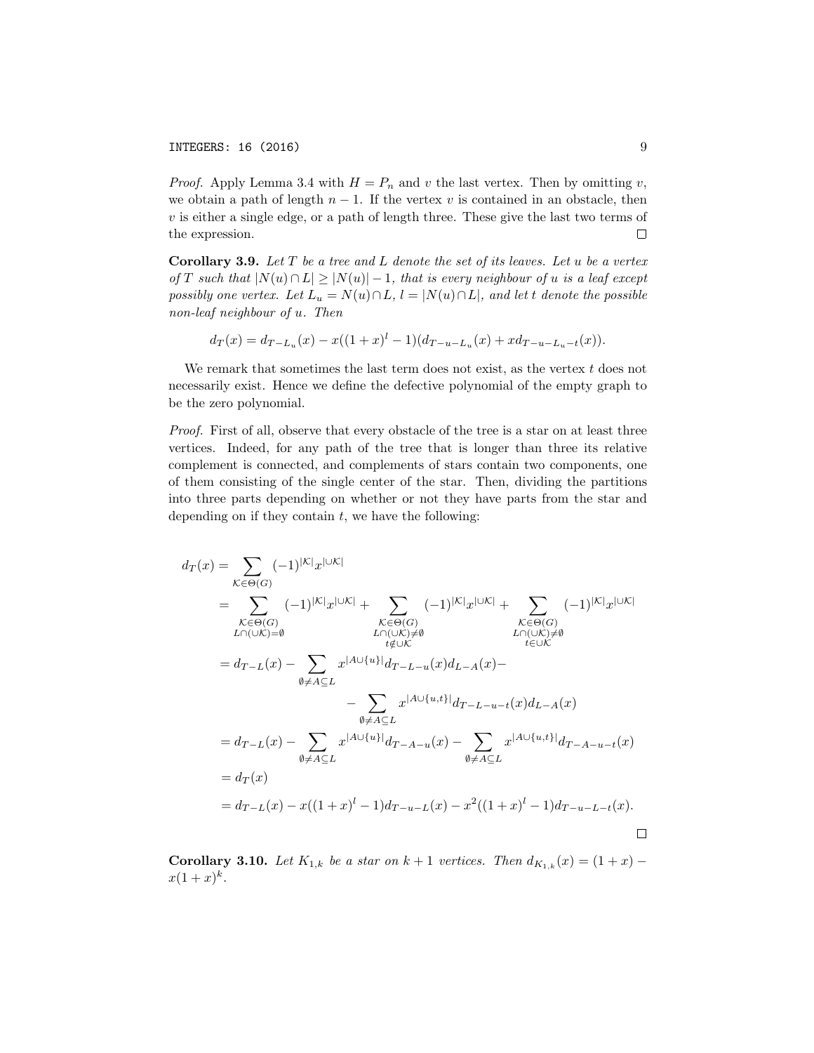*Proof.* Apply Lemma 3.4 with $H = P_n$ and $v$ the last vertex. Then by omitting $v$, we obtain a path of length $n-1$. If the vertex $v$ is contained in an obstacle, then $v$ is either a single edge, or a path of length three. These give the last two terms of the expression. $\square$

**Corollary 3.9.** *Let $T$ be a tree and $L$ denote the set of its leaves. Let $u$ be a vertex of $T$ such that $|N(u) \cap L| \geq |N(u)| - 1$, that is every neighbour of $u$ is a leaf except possibly one vertex. Let $L_u = N(u) \cap L$, $l = |N(u) \cap L|$, and let $t$ denote the possible non-leaf neighbour of $u$. Then*

$$d_T(x) = d_{T-L_u}(x) - x((1+x)^l - 1)(d_{T-u-L_u}(x) + x d_{T-u-L_u-t}(x)).$$

We remark that sometimes the last term does not exist, as the vertex $t$ does not necessarily exist. Hence we define the defective polynomial of the empty graph to be the zero polynomial.

*Proof.* First of all, observe that every obstacle of the tree is a star on at least three vertices. Indeed, for any path of the tree that is longer than three its relative complement is connected, and complements of stars contain two components, one of them consisting of the single center of the star. Then, dividing the partitions into three parts depending on whether or not they have parts from the star and depending on if they contain $t$, we have the following:

$$\begin{aligned}
d_T(x) &= \sum_{\mathcal{K} \in \Theta(G)} (-1)^{|\mathcal{K}|} x^{|\cup \mathcal{K}|} \\
&= \sum_{\substack{\mathcal{K} \in \Theta(G) \\ L \cap (\cup \mathcal{K}) = \emptyset}} (-1)^{|\mathcal{K}|} x^{|\cup \mathcal{K}|} + \sum_{\substack{\mathcal{K} \in \Theta(G) \\ L \cap (\cup \mathcal{K}) \neq \emptyset \\ t \notin \cup \mathcal{K}}} (-1)^{|\mathcal{K}|} x^{|\cup \mathcal{K}|} + \sum_{\substack{\mathcal{K} \in \Theta(G) \\ L \cap (\cup \mathcal{K}) \neq \emptyset \\ t \in \cup \mathcal{K}}} (-1)^{|\mathcal{K}|} x^{|\cup \mathcal{K}|} \\
&= d_{T-L}(x) - \sum_{\emptyset \neq A \subseteq L} x^{|A \cup \{u\}|} d_{T-L-u}(x) d_{L-A}(x) - \\
&\qquad\qquad - \sum_{\emptyset \neq A \subseteq L} x^{|A \cup \{u,t\}|} d_{T-L-u-t}(x) d_{L-A}(x) \\
&= d_{T-L}(x) - \sum_{\emptyset \neq A \subseteq L} x^{|A \cup \{u\}|} d_{T-A-u}(x) - \sum_{\emptyset \neq A \subseteq L} x^{|A \cup \{u,t\}|} d_{T-A-u-t}(x) \\
&= d_T(x) \\
&= d_{T-L}(x) - x((1+x)^l - 1) d_{T-u-L}(x) - x^2((1+x)^l - 1) d_{T-u-L-t}(x).
\end{aligned}$$

$\square$

**Corollary 3.10.** *Let $K_{1,k}$ be a star on $k+1$ vertices. Then $d_{K_{1,k}}(x) = (1+x) - x(1+x)^k$.*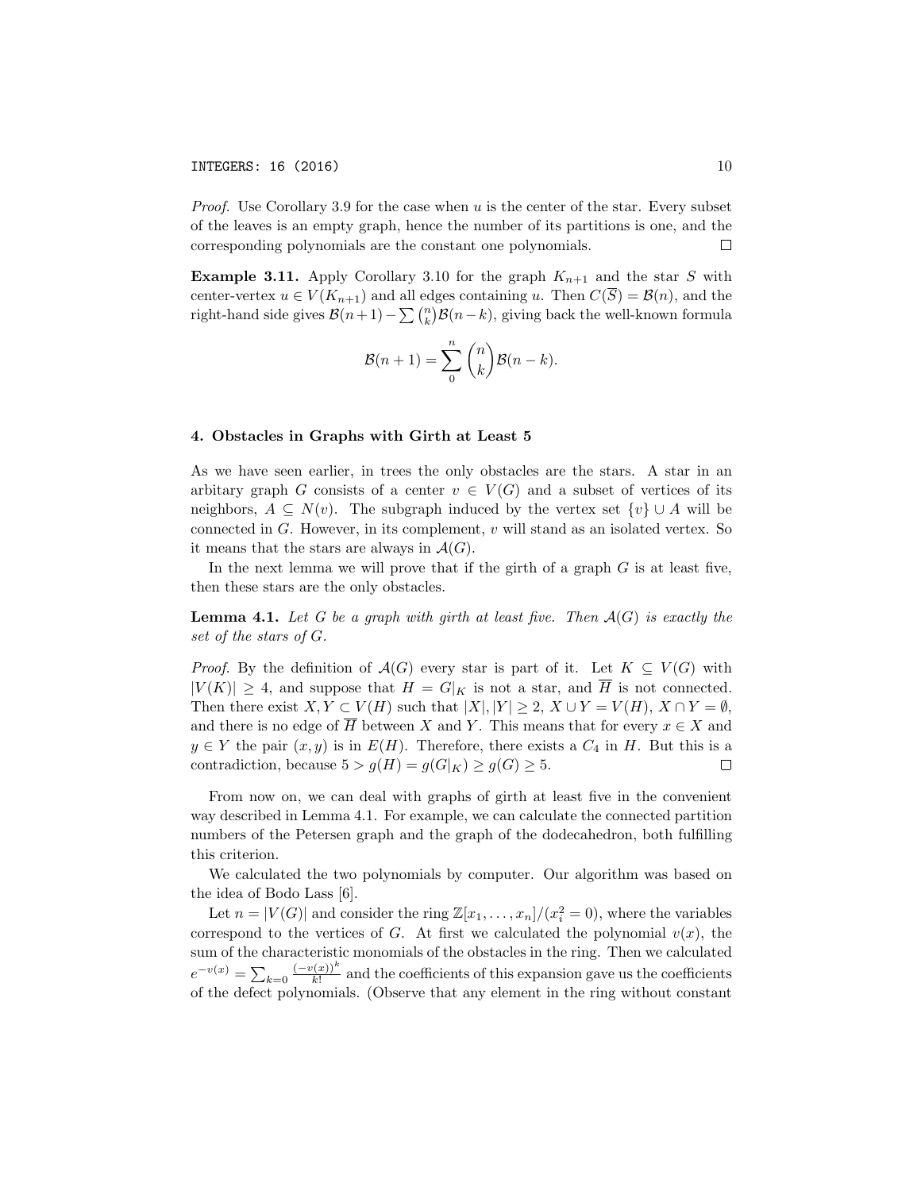*Proof.* Use Corollary 3.9 for the case when $u$ is the center of the star. Every subset of the leaves is an empty graph, hence the number of its partitions is one, and the corresponding polynomials are the constant one polynomials. $\square$

**Example 3.11.** Apply Corollary 3.10 for the graph $K_{n+1}$ and the star $S$ with center-vertex $u \in V(K_{n+1})$ and all edges containing $u$. Then $C(\overline{S}) = \mathcal{B}(n)$, and the right-hand side gives $\mathcal{B}(n+1) - \sum \binom{n}{k}\mathcal{B}(n-k)$, giving back the well-known formula

$$\mathcal{B}(n+1) = \sum_{0}^{n} \binom{n}{k}\mathcal{B}(n-k).$$

## 4. Obstacles in Graphs with Girth at Least 5

As we have seen earlier, in trees the only obstacles are the stars. A star in an arbitary graph $G$ consists of a center $v \in V(G)$ and a subset of vertices of its neighbors, $A \subseteq N(v)$. The subgraph induced by the vertex set $\{v\} \cup A$ will be connected in $G$. However, in its complement, $v$ will stand as an isolated vertex. So it means that the stars are always in $\mathcal{A}(G)$.

In the next lemma we will prove that if the girth of a graph $G$ is at least five, then these stars are the only obstacles.

**Lemma 4.1.** *Let $G$ be a graph with girth at least five. Then $\mathcal{A}(G)$ is exactly the set of the stars of $G$.*

*Proof.* By the definition of $\mathcal{A}(G)$ every star is part of it. Let $K \subseteq V(G)$ with $|V(K)| \geq 4$, and suppose that $H = G|_K$ is not a star, and $\overline{H}$ is not connected. Then there exist $X, Y \subset V(H)$ such that $|X|, |Y| \geq 2$, $X \cup Y = V(H)$, $X \cap Y = \emptyset$, and there is no edge of $\overline{H}$ between $X$ and $Y$. This means that for every $x \in X$ and $y \in Y$ the pair $(x, y)$ is in $E(H)$. Therefore, there exists a $C_4$ in $H$. But this is a contradiction, because $5 > g(H) = g(G|_K) \geq g(G) \geq 5$. $\square$

From now on, we can deal with graphs of girth at least five in the convenient way described in Lemma 4.1. For example, we can calculate the connected partition numbers of the Petersen graph and the graph of the dodecahedron, both fulfilling this criterion.

We calculated the two polynomials by computer. Our algorithm was based on the idea of Bodo Lass [6].

Let $n = |V(G)|$ and consider the ring $\mathbb{Z}[x_1, \ldots, x_n]/(x_i^2 = 0)$, where the variables correspond to the vertices of $G$. At first we calculated the polynomial $v(x)$, the sum of the characteristic monomials of the obstacles in the ring. Then we calculated $e^{-v(x)} = \sum_{k=0} \frac{(-v(x))^k}{k!}$ and the coefficients of this expansion gave us the coefficients of the defect polynomials. (Observe that any element in the ring without constant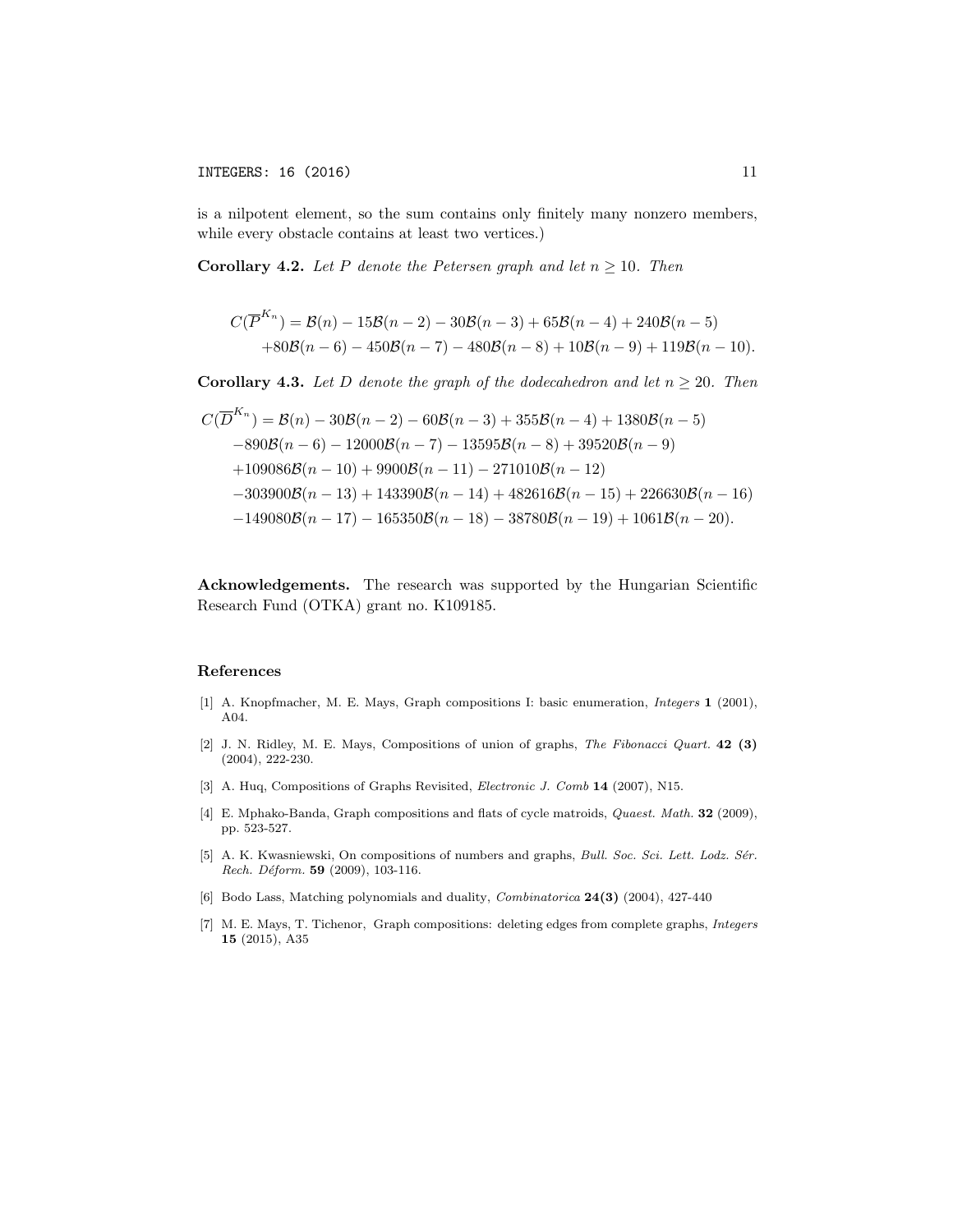is a nilpotent element, so the sum contains only finitely many nonzero members, while every obstacle contains at least two vertices.)

**Corollary 4.2.** *Let $P$ denote the Petersen graph and let $n \geq 10$. Then*

$$
\begin{aligned}
C(\overline{P}^{K_n}) &= \mathcal{B}(n) - 15\mathcal{B}(n-2) - 30\mathcal{B}(n-3) + 65\mathcal{B}(n-4) + 240\mathcal{B}(n-5) \\
&\quad + 80\mathcal{B}(n-6) - 450\mathcal{B}(n-7) - 480\mathcal{B}(n-8) + 10\mathcal{B}(n-9) + 119\mathcal{B}(n-10).
\end{aligned}
$$

**Corollary 4.3.** *Let $D$ denote the graph of the dodecahedron and let $n \geq 20$. Then*

$$
\begin{aligned}
C(\overline{D}^{K_n}) &= \mathcal{B}(n) - 30\mathcal{B}(n-2) - 60\mathcal{B}(n-3) + 355\mathcal{B}(n-4) + 1380\mathcal{B}(n-5) \\
&\quad - 890\mathcal{B}(n-6) - 12000\mathcal{B}(n-7) - 13595\mathcal{B}(n-8) + 39520\mathcal{B}(n-9) \\
&\quad + 109086\mathcal{B}(n-10) + 9900\mathcal{B}(n-11) - 271010\mathcal{B}(n-12) \\
&\quad - 303900\mathcal{B}(n-13) + 143390\mathcal{B}(n-14) + 482616\mathcal{B}(n-15) + 226630\mathcal{B}(n-16) \\
&\quad - 149080\mathcal{B}(n-17) - 165350\mathcal{B}(n-18) - 38780\mathcal{B}(n-19) + 1061\mathcal{B}(n-20).
\end{aligned}
$$

**Acknowledgements.** The research was supported by the Hungarian Scientific Research Fund (OTKA) grant no. K109185.

## References

[1] A. Knopfmacher, M. E. Mays, Graph compositions I: basic enumeration, *Integers* **1** (2001), A04.

[2] J. N. Ridley, M. E. Mays, Compositions of union of graphs, *The Fibonacci Quart.* **42 (3)** (2004), 222-230.

[3] A. Huq, Compositions of Graphs Revisited, *Electronic J. Comb* **14** (2007), N15.

[4] E. Mphako-Banda, Graph compositions and flats of cycle matroids, *Quaest. Math.* **32** (2009), pp. 523-527.

[5] A. K. Kwasniewski, On compositions of numbers and graphs, *Bull. Soc. Sci. Lett. Lodz. Sér. Rech. Déform.* **59** (2009), 103-116.

[6] Bodo Lass, Matching polynomials and duality, *Combinatorica* **24(3)** (2004), 427-440

[7] M. E. Mays, T. Tichenor, Graph compositions: deleting edges from complete graphs, *Integers* **15** (2015), A35